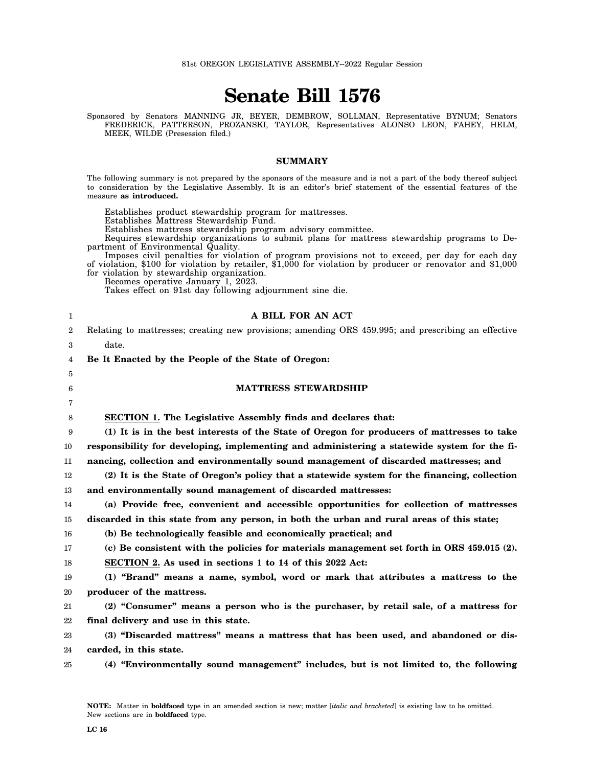81st OREGON LEGISLATIVE ASSEMBLY--2022 Regular Session

# Senate Bill 1576

Sponsored by Senators MANNING JR, BEYER, DEMBROW, SOLLMAN, Representative BYNUM; Senators FREDERICK, PATTERSON, PROZANSKI, TAYLOR, Representatives ALONSO LEON, FAHEY, HELM, MEEK, WILDE (Presession filed.)

## SUMMARY

The following summary is not prepared by the sponsors of the measure and is not a part of the body thereof subject to consideration by the Legislative Assembly. It is an editor's brief statement of the essential features of the measure **as introduced.**

Establishes product stewardship program for mattresses.
Establishes Mattress Stewardship Fund.
Establishes mattress stewardship program advisory committee.
Requires stewardship organizations to submit plans for mattress stewardship programs to Department of Environmental Quality.
Imposes civil penalties for violation of program provisions not to exceed, per day for each day of violation, $100 for violation by retailer, $1,000 for violation by producer or renovator and $1,000 for violation by stewardship organization.
Becomes operative January 1, 2023.
Takes effect on 91st day following adjournment sine die.

**A BILL FOR AN ACT**

Relating to mattresses; creating new provisions; amending ORS 459.995; and prescribing an effective date.

**Be It Enacted by the People of the State of Oregon:**

**MATTRESS STEWARDSHIP**

**SECTION 1. The Legislative Assembly finds and declares that:**

**(1) It is in the best interests of the State of Oregon for producers of mattresses to take responsibility for developing, implementing and administering a statewide system for the financing, collection and environmentally sound management of discarded mattresses; and**

**(2) It is the State of Oregon's policy that a statewide system for the financing, collection and environmentally sound management of discarded mattresses:**

**(a) Provide free, convenient and accessible opportunities for collection of mattresses discarded in this state from any person, in both the urban and rural areas of this state;**

**(b) Be technologically feasible and economically practical; and**

**(c) Be consistent with the policies for materials management set forth in ORS 459.015 (2).**

**SECTION 2. As used in sections 1 to 14 of this 2022 Act:**

**(1) "Brand" means a name, symbol, word or mark that attributes a mattress to the producer of the mattress.**

**(2) "Consumer" means a person who is the purchaser, by retail sale, of a mattress for final delivery and use in this state.**

**(3) "Discarded mattress" means a mattress that has been used, and abandoned or discarded, in this state.**

**(4) "Environmentally sound management" includes, but is not limited to, the following**

NOTE: Matter in **boldfaced** type in an amended section is new; matter [*italic and bracketed*] is existing law to be omitted. New sections are in **boldfaced** type.

LC 16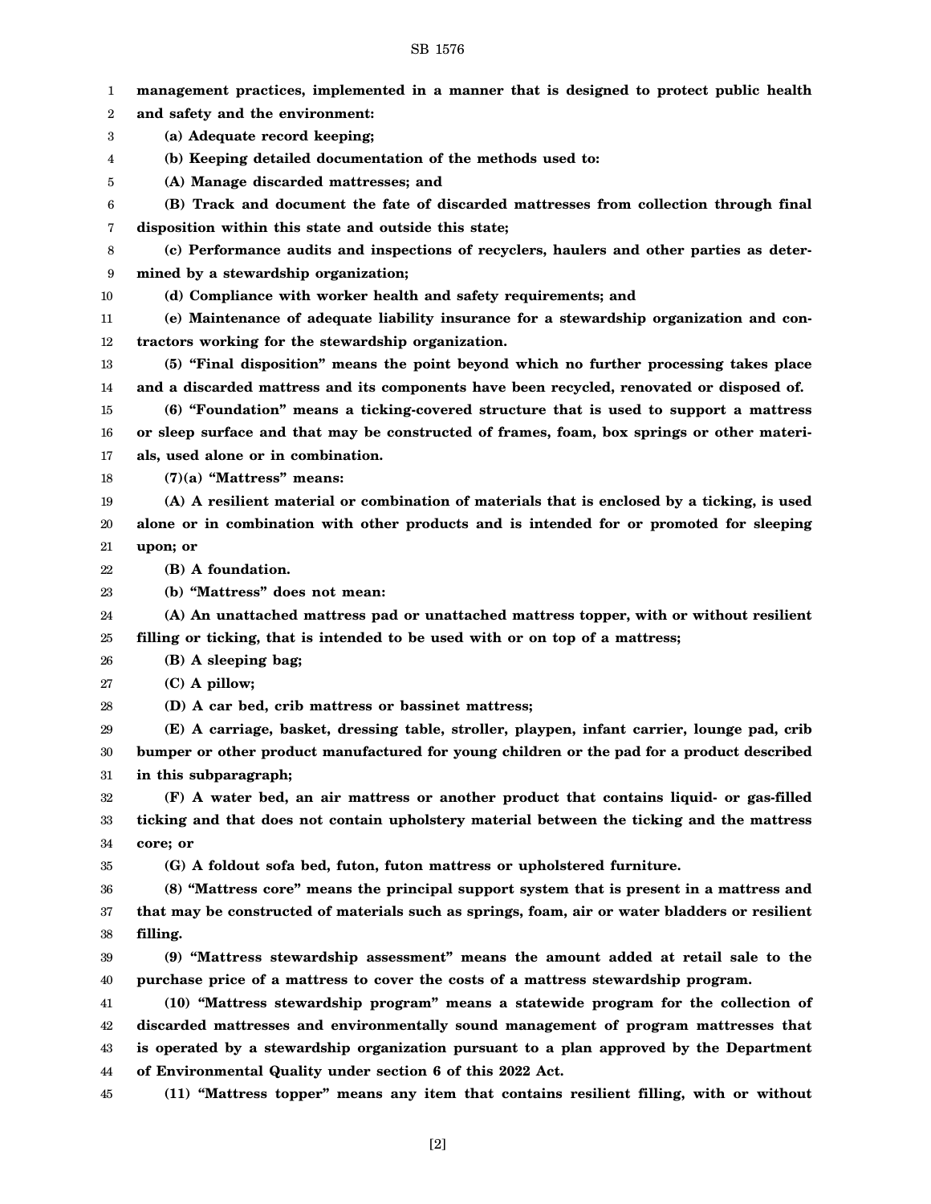**management practices, implemented in a manner that is designed to protect public health and safety and the environment:**

**(a) Adequate record keeping;**

**(b) Keeping detailed documentation of the methods used to:**

**(A) Manage discarded mattresses; and**

**(B) Track and document the fate of discarded mattresses from collection through final disposition within this state and outside this state;**

**(c) Performance audits and inspections of recyclers, haulers and other parties as determined by a stewardship organization;**

**(d) Compliance with worker health and safety requirements; and**

**(e) Maintenance of adequate liability insurance for a stewardship organization and contractors working for the stewardship organization.**

**(5) "Final disposition" means the point beyond which no further processing takes place and a discarded mattress and its components have been recycled, renovated or disposed of.**

**(6) "Foundation" means a ticking-covered structure that is used to support a mattress or sleep surface and that may be constructed of frames, foam, box springs or other materials, used alone or in combination.**

**(7)(a) "Mattress" means:**

**(A) A resilient material or combination of materials that is enclosed by a ticking, is used alone or in combination with other products and is intended for or promoted for sleeping upon; or**

**(B) A foundation.**

**(b) "Mattress" does not mean:**

**(A) An unattached mattress pad or unattached mattress topper, with or without resilient filling or ticking, that is intended to be used with or on top of a mattress;**

**(B) A sleeping bag;**

**(C) A pillow;**

**(D) A car bed, crib mattress or bassinet mattress;**

**(E) A carriage, basket, dressing table, stroller, playpen, infant carrier, lounge pad, crib bumper or other product manufactured for young children or the pad for a product described in this subparagraph;**

**(F) A water bed, an air mattress or another product that contains liquid- or gas-filled ticking and that does not contain upholstery material between the ticking and the mattress core; or**

**(G) A foldout sofa bed, futon, futon mattress or upholstered furniture.**

**(8) "Mattress core" means the principal support system that is present in a mattress and that may be constructed of materials such as springs, foam, air or water bladders or resilient filling.**

**(9) "Mattress stewardship assessment" means the amount added at retail sale to the purchase price of a mattress to cover the costs of a mattress stewardship program.**

**(10) "Mattress stewardship program" means a statewide program for the collection of discarded mattresses and environmentally sound management of program mattresses that is operated by a stewardship organization pursuant to a plan approved by the Department of Environmental Quality under section 6 of this 2022 Act.**

**(11) "Mattress topper" means any item that contains resilient filling, with or without**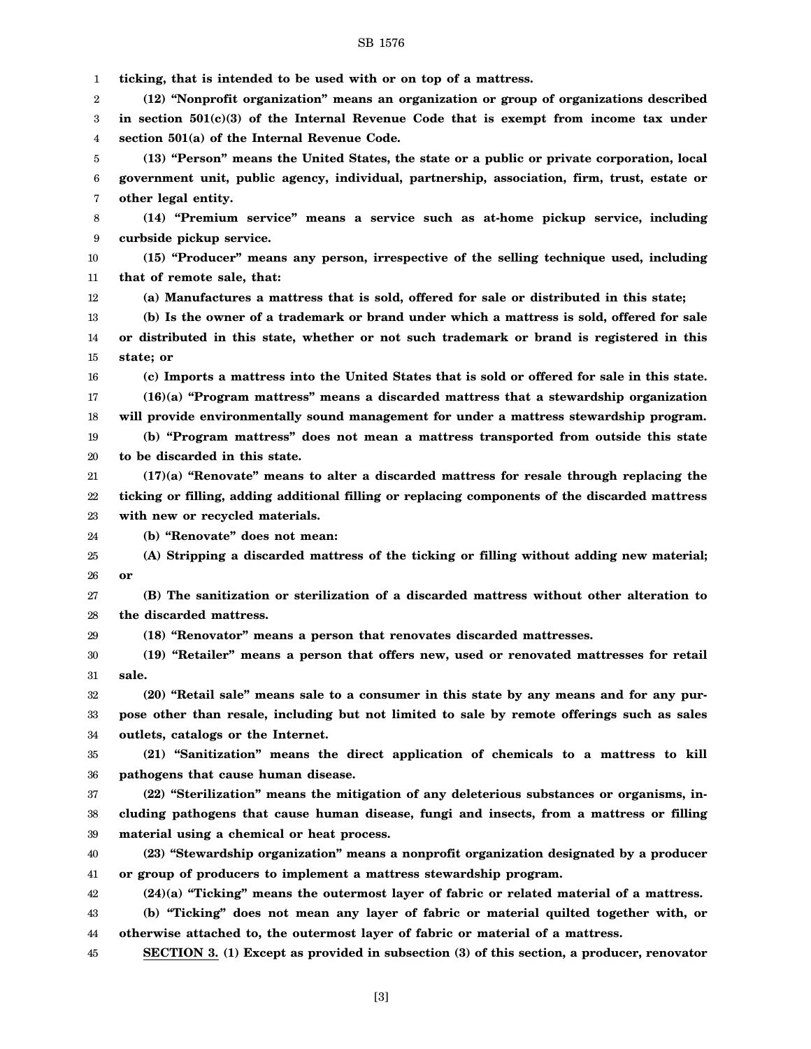**ticking, that is intended to be used with or on top of a mattress.**

**(12) "Nonprofit organization" means an organization or group of organizations described in section 501(c)(3) of the Internal Revenue Code that is exempt from income tax under section 501(a) of the Internal Revenue Code.**

**(13) "Person" means the United States, the state or a public or private corporation, local government unit, public agency, individual, partnership, association, firm, trust, estate or other legal entity.**

**(14) "Premium service" means a service such as at-home pickup service, including curbside pickup service.**

**(15) "Producer" means any person, irrespective of the selling technique used, including that of remote sale, that:**

**(a) Manufactures a mattress that is sold, offered for sale or distributed in this state;**

**(b) Is the owner of a trademark or brand under which a mattress is sold, offered for sale or distributed in this state, whether or not such trademark or brand is registered in this state; or**

**(c) Imports a mattress into the United States that is sold or offered for sale in this state.**

**(16)(a) "Program mattress" means a discarded mattress that a stewardship organization will provide environmentally sound management for under a mattress stewardship program.**

**(b) "Program mattress" does not mean a mattress transported from outside this state to be discarded in this state.**

**(17)(a) "Renovate" means to alter a discarded mattress for resale through replacing the ticking or filling, adding additional filling or replacing components of the discarded mattress with new or recycled materials.**

**(b) "Renovate" does not mean:**

**(A) Stripping a discarded mattress of the ticking or filling without adding new material; or**

**(B) The sanitization or sterilization of a discarded mattress without other alteration to the discarded mattress.**

**(18) "Renovator" means a person that renovates discarded mattresses.**

**(19) "Retailer" means a person that offers new, used or renovated mattresses for retail sale.**

**(20) "Retail sale" means sale to a consumer in this state by any means and for any purpose other than resale, including but not limited to sale by remote offerings such as sales outlets, catalogs or the Internet.**

**(21) "Sanitization" means the direct application of chemicals to a mattress to kill pathogens that cause human disease.**

**(22) "Sterilization" means the mitigation of any deleterious substances or organisms, including pathogens that cause human disease, fungi and insects, from a mattress or filling material using a chemical or heat process.**

**(23) "Stewardship organization" means a nonprofit organization designated by a producer or group of producers to implement a mattress stewardship program.**

**(24)(a) "Ticking" means the outermost layer of fabric or related material of a mattress.**

**(b) "Ticking" does not mean any layer of fabric or material quilted together with, or otherwise attached to, the outermost layer of fabric or material of a mattress.**

**SECTION 3. (1) Except as provided in subsection (3) of this section, a producer, renovator**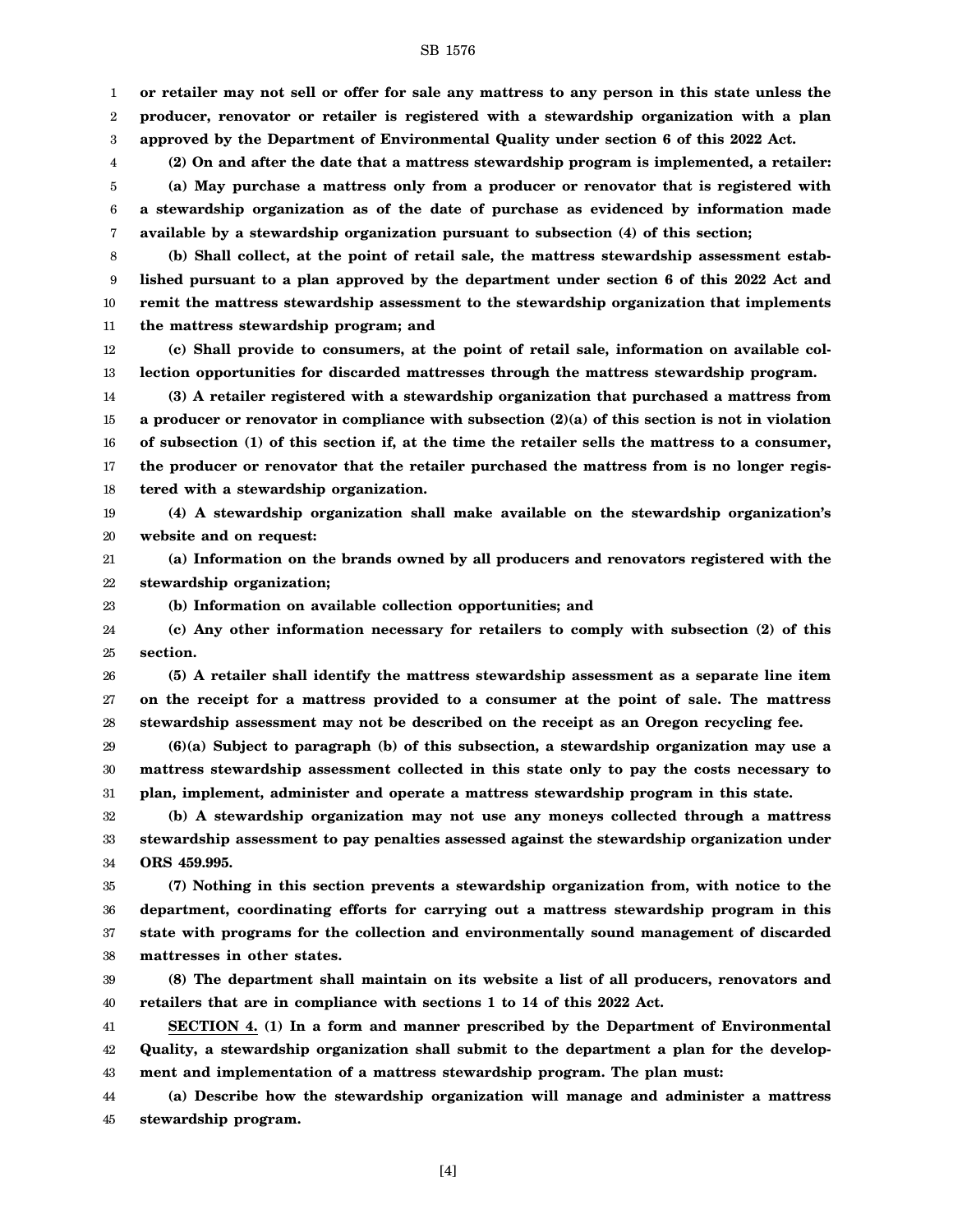**or retailer may not sell or offer for sale any mattress to any person in this state unless the producer, renovator or retailer is registered with a stewardship organization with a plan approved by the Department of Environmental Quality under section 6 of this 2022 Act.**

**(2) On and after the date that a mattress stewardship program is implemented, a retailer:**

**(a) May purchase a mattress only from a producer or renovator that is registered with a stewardship organization as of the date of purchase as evidenced by information made available by a stewardship organization pursuant to subsection (4) of this section;**

**(b) Shall collect, at the point of retail sale, the mattress stewardship assessment established pursuant to a plan approved by the department under section 6 of this 2022 Act and remit the mattress stewardship assessment to the stewardship organization that implements the mattress stewardship program; and**

**(c) Shall provide to consumers, at the point of retail sale, information on available collection opportunities for discarded mattresses through the mattress stewardship program.**

**(3) A retailer registered with a stewardship organization that purchased a mattress from a producer or renovator in compliance with subsection (2)(a) of this section is not in violation of subsection (1) of this section if, at the time the retailer sells the mattress to a consumer, the producer or renovator that the retailer purchased the mattress from is no longer registered with a stewardship organization.**

**(4) A stewardship organization shall make available on the stewardship organization's website and on request:**

**(a) Information on the brands owned by all producers and renovators registered with the stewardship organization;**

**(b) Information on available collection opportunities; and**

**(c) Any other information necessary for retailers to comply with subsection (2) of this section.**

**(5) A retailer shall identify the mattress stewardship assessment as a separate line item on the receipt for a mattress provided to a consumer at the point of sale. The mattress stewardship assessment may not be described on the receipt as an Oregon recycling fee.**

**(6)(a) Subject to paragraph (b) of this subsection, a stewardship organization may use a mattress stewardship assessment collected in this state only to pay the costs necessary to plan, implement, administer and operate a mattress stewardship program in this state.**

**(b) A stewardship organization may not use any moneys collected through a mattress stewardship assessment to pay penalties assessed against the stewardship organization under ORS 459.995.**

**(7) Nothing in this section prevents a stewardship organization from, with notice to the department, coordinating efforts for carrying out a mattress stewardship program in this state with programs for the collection and environmentally sound management of discarded mattresses in other states.**

**(8) The department shall maintain on its website a list of all producers, renovators and retailers that are in compliance with sections 1 to 14 of this 2022 Act.**

**<u>SECTION 4.</u> (1) In a form and manner prescribed by the Department of Environmental Quality, a stewardship organization shall submit to the department a plan for the development and implementation of a mattress stewardship program. The plan must:**

**(a) Describe how the stewardship organization will manage and administer a mattress stewardship program.**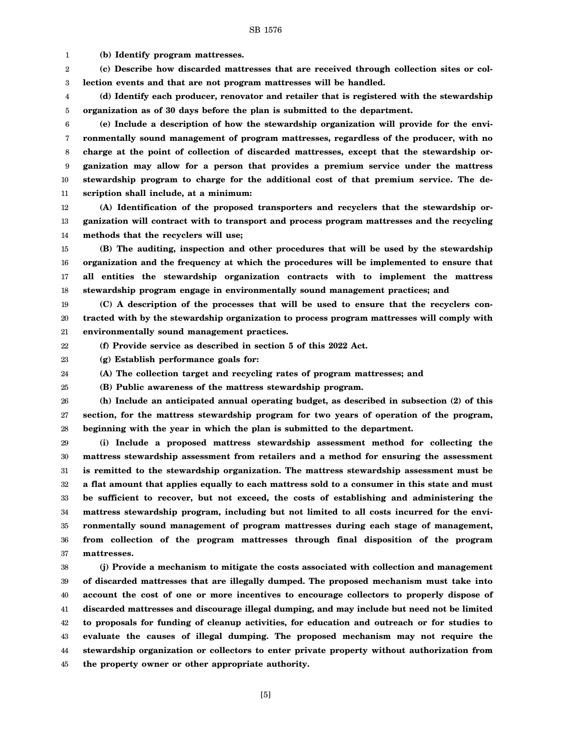**(b) Identify program mattresses.**

**(c) Describe how discarded mattresses that are received through collection sites or collection events and that are not program mattresses will be handled.**

**(d) Identify each producer, renovator and retailer that is registered with the stewardship organization as of 30 days before the plan is submitted to the department.**

**(e) Include a description of how the stewardship organization will provide for the environmentally sound management of program mattresses, regardless of the producer, with no charge at the point of collection of discarded mattresses, except that the stewardship organization may allow for a person that provides a premium service under the mattress stewardship program to charge for the additional cost of that premium service. The description shall include, at a minimum:**

**(A) Identification of the proposed transporters and recyclers that the stewardship organization will contract with to transport and process program mattresses and the recycling methods that the recyclers will use;**

**(B) The auditing, inspection and other procedures that will be used by the stewardship organization and the frequency at which the procedures will be implemented to ensure that all entities the stewardship organization contracts with to implement the mattress stewardship program engage in environmentally sound management practices; and**

**(C) A description of the processes that will be used to ensure that the recyclers contracted with by the stewardship organization to process program mattresses will comply with environmentally sound management practices.**

**(f) Provide service as described in section 5 of this 2022 Act.**

**(g) Establish performance goals for:**

**(A) The collection target and recycling rates of program mattresses; and**

**(B) Public awareness of the mattress stewardship program.**

**(h) Include an anticipated annual operating budget, as described in subsection (2) of this section, for the mattress stewardship program for two years of operation of the program, beginning with the year in which the plan is submitted to the department.**

**(i) Include a proposed mattress stewardship assessment method for collecting the mattress stewardship assessment from retailers and a method for ensuring the assessment is remitted to the stewardship organization. The mattress stewardship assessment must be a flat amount that applies equally to each mattress sold to a consumer in this state and must be sufficient to recover, but not exceed, the costs of establishing and administering the mattress stewardship program, including but not limited to all costs incurred for the environmentally sound management of program mattresses during each stage of management, from collection of the program mattresses through final disposition of the program mattresses.**

**(j) Provide a mechanism to mitigate the costs associated with collection and management of discarded mattresses that are illegally dumped. The proposed mechanism must take into account the cost of one or more incentives to encourage collectors to properly dispose of discarded mattresses and discourage illegal dumping, and may include but need not be limited to proposals for funding of cleanup activities, for education and outreach or for studies to evaluate the causes of illegal dumping. The proposed mechanism may not require the stewardship organization or collectors to enter private property without authorization from the property owner or other appropriate authority.**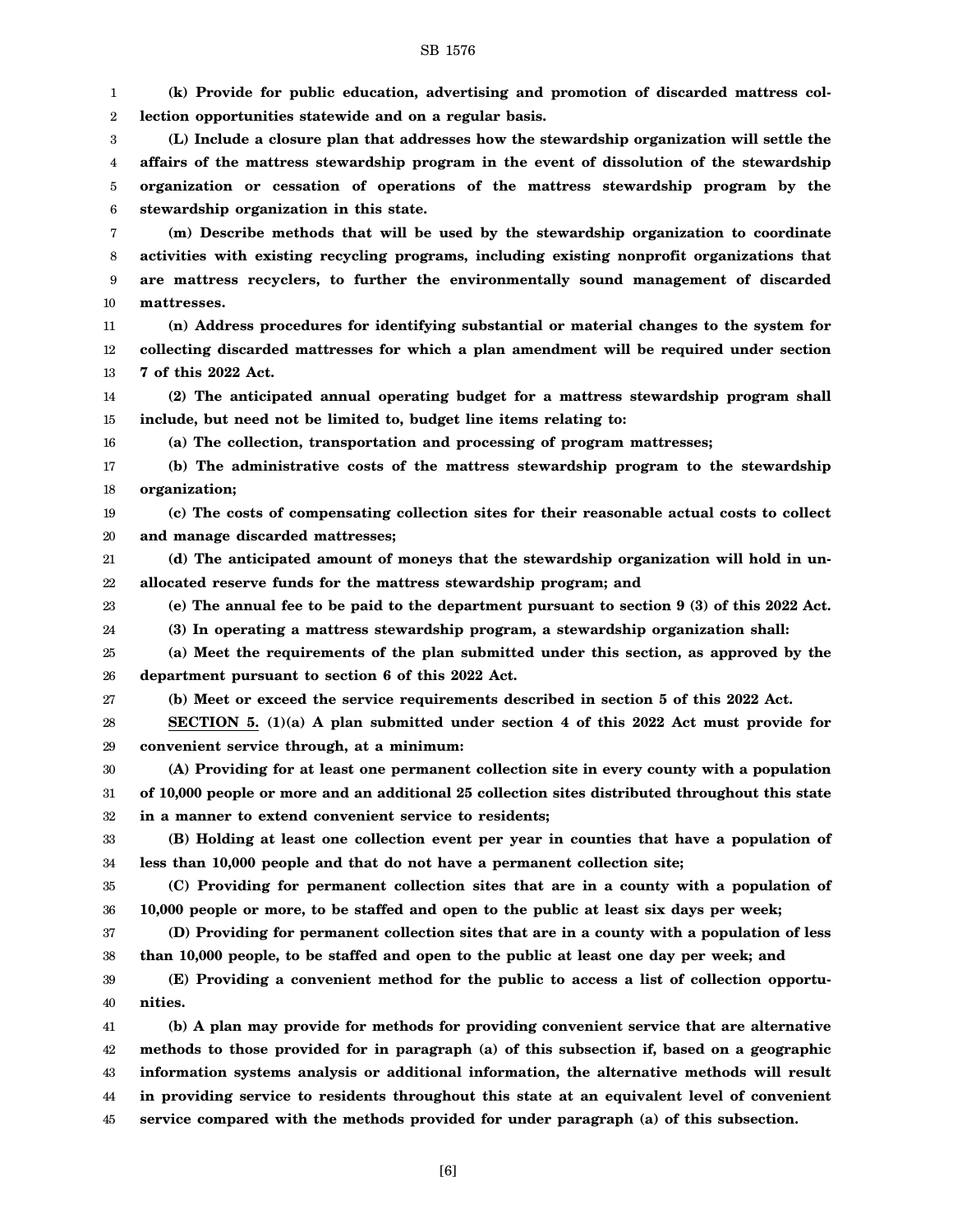**(k) Provide for public education, advertising and promotion of discarded mattress collection opportunities statewide and on a regular basis.**

**(L) Include a closure plan that addresses how the stewardship organization will settle the affairs of the mattress stewardship program in the event of dissolution of the stewardship organization or cessation of operations of the mattress stewardship program by the stewardship organization in this state.**

**(m) Describe methods that will be used by the stewardship organization to coordinate activities with existing recycling programs, including existing nonprofit organizations that are mattress recyclers, to further the environmentally sound management of discarded mattresses.**

**(n) Address procedures for identifying substantial or material changes to the system for collecting discarded mattresses for which a plan amendment will be required under section 7 of this 2022 Act.**

**(2) The anticipated annual operating budget for a mattress stewardship program shall include, but need not be limited to, budget line items relating to:**

**(a) The collection, transportation and processing of program mattresses;**

**(b) The administrative costs of the mattress stewardship program to the stewardship organization;**

**(c) The costs of compensating collection sites for their reasonable actual costs to collect and manage discarded mattresses;**

**(d) The anticipated amount of moneys that the stewardship organization will hold in unallocated reserve funds for the mattress stewardship program; and**

**(e) The annual fee to be paid to the department pursuant to section 9 (3) of this 2022 Act.**

**(3) In operating a mattress stewardship program, a stewardship organization shall:**

**(a) Meet the requirements of the plan submitted under this section, as approved by the department pursuant to section 6 of this 2022 Act.**

**(b) Meet or exceed the service requirements described in section 5 of this 2022 Act.**

**SECTION 5. (1)(a) A plan submitted under section 4 of this 2022 Act must provide for convenient service through, at a minimum:**

**(A) Providing for at least one permanent collection site in every county with a population of 10,000 people or more and an additional 25 collection sites distributed throughout this state in a manner to extend convenient service to residents;**

**(B) Holding at least one collection event per year in counties that have a population of less than 10,000 people and that do not have a permanent collection site;**

**(C) Providing for permanent collection sites that are in a county with a population of 10,000 people or more, to be staffed and open to the public at least six days per week;**

**(D) Providing for permanent collection sites that are in a county with a population of less than 10,000 people, to be staffed and open to the public at least one day per week; and**

**(E) Providing a convenient method for the public to access a list of collection opportunities.**

**(b) A plan may provide for methods for providing convenient service that are alternative methods to those provided for in paragraph (a) of this subsection if, based on a geographic information systems analysis or additional information, the alternative methods will result in providing service to residents throughout this state at an equivalent level of convenient service compared with the methods provided for under paragraph (a) of this subsection.**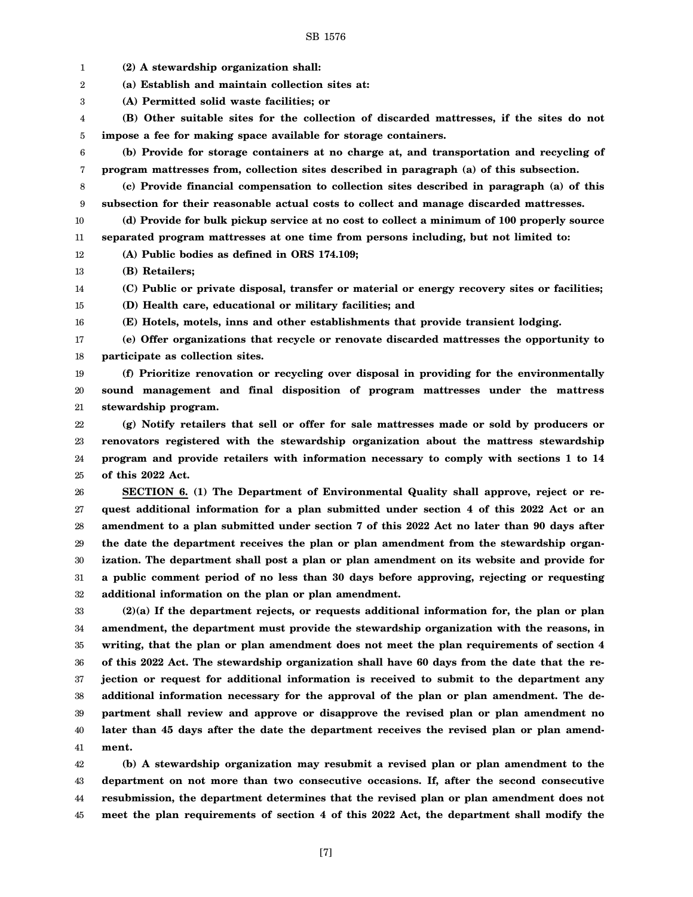**(2) A stewardship organization shall:**

**(a) Establish and maintain collection sites at:**

**(A) Permitted solid waste facilities; or**

**(B) Other suitable sites for the collection of discarded mattresses, if the sites do not impose a fee for making space available for storage containers.**

**(b) Provide for storage containers at no charge at, and transportation and recycling of program mattresses from, collection sites described in paragraph (a) of this subsection.**

**(c) Provide financial compensation to collection sites described in paragraph (a) of this subsection for their reasonable actual costs to collect and manage discarded mattresses.**

**(d) Provide for bulk pickup service at no cost to collect a minimum of 100 properly source separated program mattresses at one time from persons including, but not limited to:**

**(A) Public bodies as defined in ORS 174.109;**

**(B) Retailers;**

**(C) Public or private disposal, transfer or material or energy recovery sites or facilities;**

**(D) Health care, educational or military facilities; and**

**(E) Hotels, motels, inns and other establishments that provide transient lodging.**

**(e) Offer organizations that recycle or renovate discarded mattresses the opportunity to participate as collection sites.**

**(f) Prioritize renovation or recycling over disposal in providing for the environmentally sound management and final disposition of program mattresses under the mattress stewardship program.**

**(g) Notify retailers that sell or offer for sale mattresses made or sold by producers or renovators registered with the stewardship organization about the mattress stewardship program and provide retailers with information necessary to comply with sections 1 to 14 of this 2022 Act.**

**<u>SECTION 6.</u> (1) The Department of Environmental Quality shall approve, reject or request additional information for a plan submitted under section 4 of this 2022 Act or an amendment to a plan submitted under section 7 of this 2022 Act no later than 90 days after the date the department receives the plan or plan amendment from the stewardship organization. The department shall post a plan or plan amendment on its website and provide for a public comment period of no less than 30 days before approving, rejecting or requesting additional information on the plan or plan amendment.**

**(2)(a) If the department rejects, or requests additional information for, the plan or plan amendment, the department must provide the stewardship organization with the reasons, in writing, that the plan or plan amendment does not meet the plan requirements of section 4 of this 2022 Act. The stewardship organization shall have 60 days from the date that the rejection or request for additional information is received to submit to the department any additional information necessary for the approval of the plan or plan amendment. The department shall review and approve or disapprove the revised plan or plan amendment no later than 45 days after the date the department receives the revised plan or plan amendment.**

**(b) A stewardship organization may resubmit a revised plan or plan amendment to the department on not more than two consecutive occasions. If, after the second consecutive resubmission, the department determines that the revised plan or plan amendment does not meet the plan requirements of section 4 of this 2022 Act, the department shall modify the**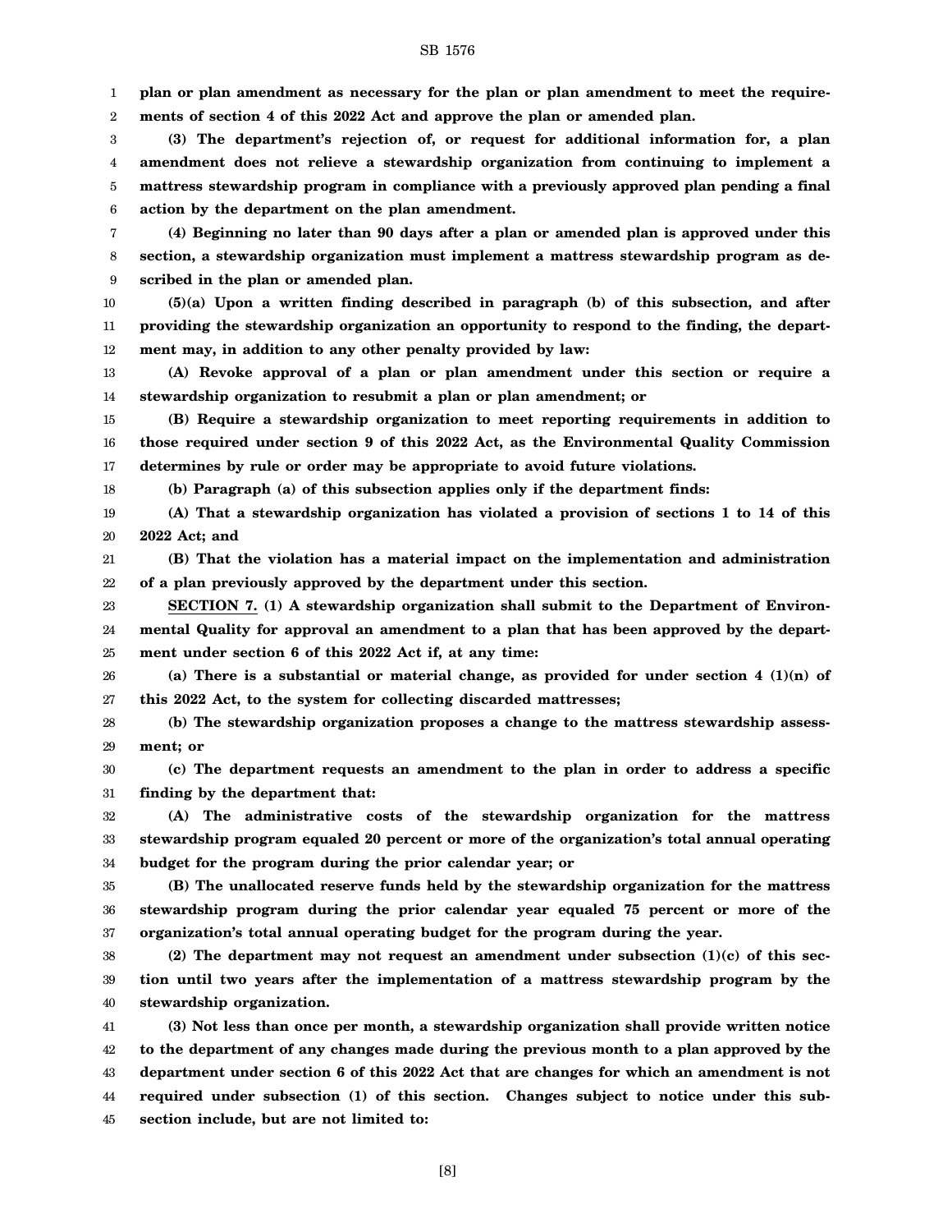**plan or plan amendment as necessary for the plan or plan amendment to meet the requirements of section 4 of this 2022 Act and approve the plan or amended plan.**

**(3) The department's rejection of, or request for additional information for, a plan amendment does not relieve a stewardship organization from continuing to implement a mattress stewardship program in compliance with a previously approved plan pending a final action by the department on the plan amendment.**

**(4) Beginning no later than 90 days after a plan or amended plan is approved under this section, a stewardship organization must implement a mattress stewardship program as described in the plan or amended plan.**

**(5)(a) Upon a written finding described in paragraph (b) of this subsection, and after providing the stewardship organization an opportunity to respond to the finding, the department may, in addition to any other penalty provided by law:**

**(A) Revoke approval of a plan or plan amendment under this section or require a stewardship organization to resubmit a plan or plan amendment; or**

**(B) Require a stewardship organization to meet reporting requirements in addition to those required under section 9 of this 2022 Act, as the Environmental Quality Commission determines by rule or order may be appropriate to avoid future violations.**

**(b) Paragraph (a) of this subsection applies only if the department finds:**

**(A) That a stewardship organization has violated a provision of sections 1 to 14 of this 2022 Act; and**

**(B) That the violation has a material impact on the implementation and administration of a plan previously approved by the department under this section.**

**SECTION 7. (1) A stewardship organization shall submit to the Department of Environmental Quality for approval an amendment to a plan that has been approved by the department under section 6 of this 2022 Act if, at any time:**

**(a) There is a substantial or material change, as provided for under section 4 (1)(n) of this 2022 Act, to the system for collecting discarded mattresses;**

**(b) The stewardship organization proposes a change to the mattress stewardship assessment; or**

**(c) The department requests an amendment to the plan in order to address a specific finding by the department that:**

**(A) The administrative costs of the stewardship organization for the mattress stewardship program equaled 20 percent or more of the organization's total annual operating budget for the program during the prior calendar year; or**

**(B) The unallocated reserve funds held by the stewardship organization for the mattress stewardship program during the prior calendar year equaled 75 percent or more of the organization's total annual operating budget for the program during the year.**

**(2) The department may not request an amendment under subsection (1)(c) of this section until two years after the implementation of a mattress stewardship program by the stewardship organization.**

**(3) Not less than once per month, a stewardship organization shall provide written notice to the department of any changes made during the previous month to a plan approved by the department under section 6 of this 2022 Act that are changes for which an amendment is not required under subsection (1) of this section. Changes subject to notice under this subsection include, but are not limited to:**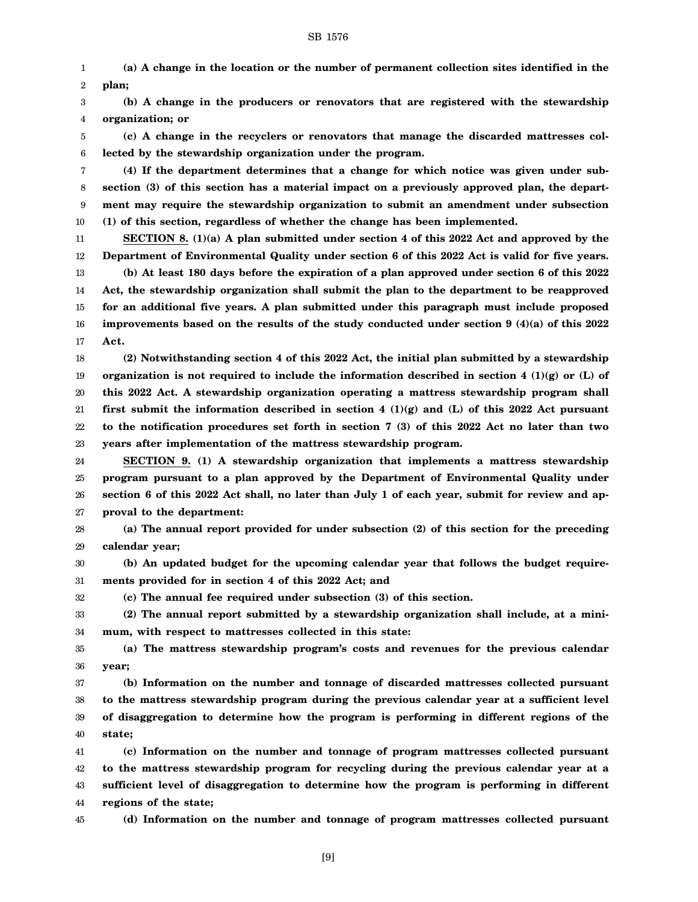**(a) A change in the location or the number of permanent collection sites identified in the plan;**

**(b) A change in the producers or renovators that are registered with the stewardship organization; or**

**(c) A change in the recyclers or renovators that manage the discarded mattresses collected by the stewardship organization under the program.**

**(4) If the department determines that a change for which notice was given under subsection (3) of this section has a material impact on a previously approved plan, the department may require the stewardship organization to submit an amendment under subsection (1) of this section, regardless of whether the change has been implemented.**

**SECTION 8. (1)(a) A plan submitted under section 4 of this 2022 Act and approved by the Department of Environmental Quality under section 6 of this 2022 Act is valid for five years.**

**(b) At least 180 days before the expiration of a plan approved under section 6 of this 2022 Act, the stewardship organization shall submit the plan to the department to be reapproved for an additional five years. A plan submitted under this paragraph must include proposed improvements based on the results of the study conducted under section 9 (4)(a) of this 2022 Act.**

**(2) Notwithstanding section 4 of this 2022 Act, the initial plan submitted by a stewardship organization is not required to include the information described in section 4 (1)(g) or (L) of this 2022 Act. A stewardship organization operating a mattress stewardship program shall first submit the information described in section 4 (1)(g) and (L) of this 2022 Act pursuant to the notification procedures set forth in section 7 (3) of this 2022 Act no later than two years after implementation of the mattress stewardship program.**

**SECTION 9. (1) A stewardship organization that implements a mattress stewardship program pursuant to a plan approved by the Department of Environmental Quality under section 6 of this 2022 Act shall, no later than July 1 of each year, submit for review and approval to the department:**

**(a) The annual report provided for under subsection (2) of this section for the preceding calendar year;**

**(b) An updated budget for the upcoming calendar year that follows the budget requirements provided for in section 4 of this 2022 Act; and**

**(c) The annual fee required under subsection (3) of this section.**

**(2) The annual report submitted by a stewardship organization shall include, at a minimum, with respect to mattresses collected in this state:**

**(a) The mattress stewardship program's costs and revenues for the previous calendar year;**

**(b) Information on the number and tonnage of discarded mattresses collected pursuant to the mattress stewardship program during the previous calendar year at a sufficient level of disaggregation to determine how the program is performing in different regions of the state;**

**(c) Information on the number and tonnage of program mattresses collected pursuant to the mattress stewardship program for recycling during the previous calendar year at a sufficient level of disaggregation to determine how the program is performing in different regions of the state;**

**(d) Information on the number and tonnage of program mattresses collected pursuant**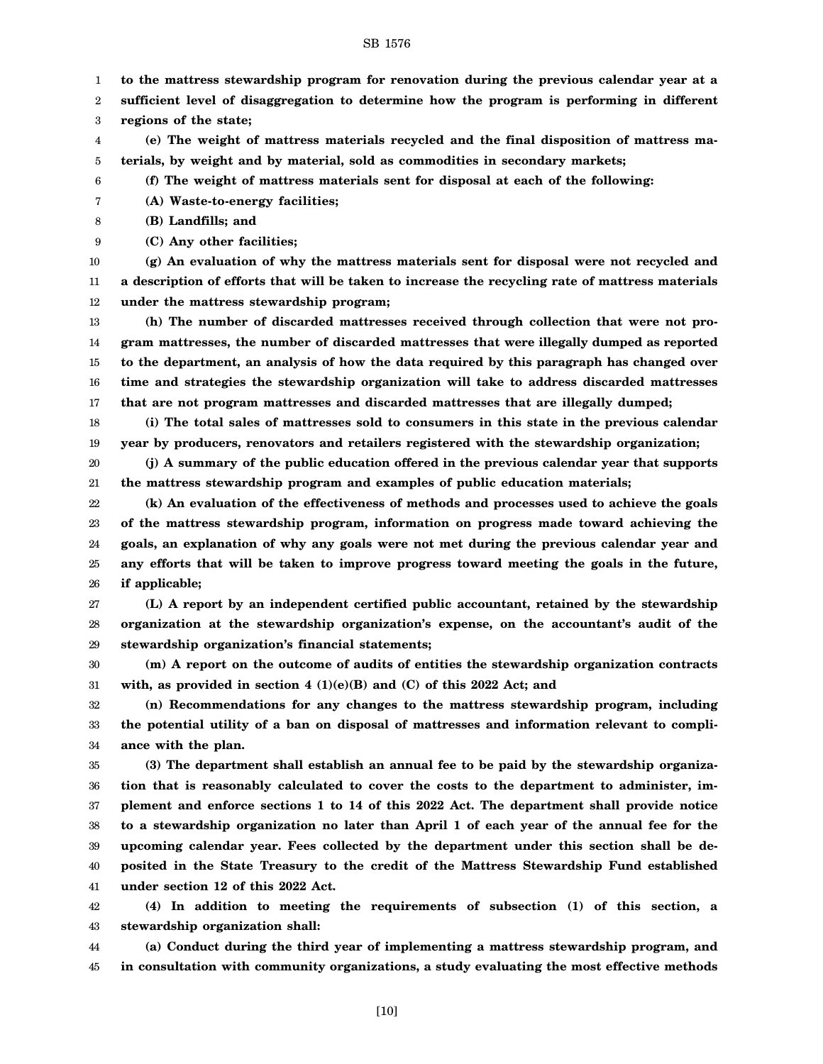**to the mattress stewardship program for renovation during the previous calendar year at a sufficient level of disaggregation to determine how the program is performing in different regions of the state;**

**(e) The weight of mattress materials recycled and the final disposition of mattress materials, by weight and by material, sold as commodities in secondary markets;**

**(f) The weight of mattress materials sent for disposal at each of the following:**

**(A) Waste-to-energy facilities;**

**(B) Landfills; and**

**(C) Any other facilities;**

**(g) An evaluation of why the mattress materials sent for disposal were not recycled and a description of efforts that will be taken to increase the recycling rate of mattress materials under the mattress stewardship program;**

**(h) The number of discarded mattresses received through collection that were not program mattresses, the number of discarded mattresses that were illegally dumped as reported to the department, an analysis of how the data required by this paragraph has changed over time and strategies the stewardship organization will take to address discarded mattresses that are not program mattresses and discarded mattresses that are illegally dumped;**

**(i) The total sales of mattresses sold to consumers in this state in the previous calendar year by producers, renovators and retailers registered with the stewardship organization;**

**(j) A summary of the public education offered in the previous calendar year that supports the mattress stewardship program and examples of public education materials;**

**(k) An evaluation of the effectiveness of methods and processes used to achieve the goals of the mattress stewardship program, information on progress made toward achieving the goals, an explanation of why any goals were not met during the previous calendar year and any efforts that will be taken to improve progress toward meeting the goals in the future, if applicable;**

**(L) A report by an independent certified public accountant, retained by the stewardship organization at the stewardship organization's expense, on the accountant's audit of the stewardship organization's financial statements;**

**(m) A report on the outcome of audits of entities the stewardship organization contracts with, as provided in section 4 (1)(e)(B) and (C) of this 2022 Act; and**

**(n) Recommendations for any changes to the mattress stewardship program, including the potential utility of a ban on disposal of mattresses and information relevant to compliance with the plan.**

**(3) The department shall establish an annual fee to be paid by the stewardship organization that is reasonably calculated to cover the costs to the department to administer, implement and enforce sections 1 to 14 of this 2022 Act. The department shall provide notice to a stewardship organization no later than April 1 of each year of the annual fee for the upcoming calendar year. Fees collected by the department under this section shall be deposited in the State Treasury to the credit of the Mattress Stewardship Fund established under section 12 of this 2022 Act.**

**(4) In addition to meeting the requirements of subsection (1) of this section, a stewardship organization shall:**

**(a) Conduct during the third year of implementing a mattress stewardship program, and in consultation with community organizations, a study evaluating the most effective methods**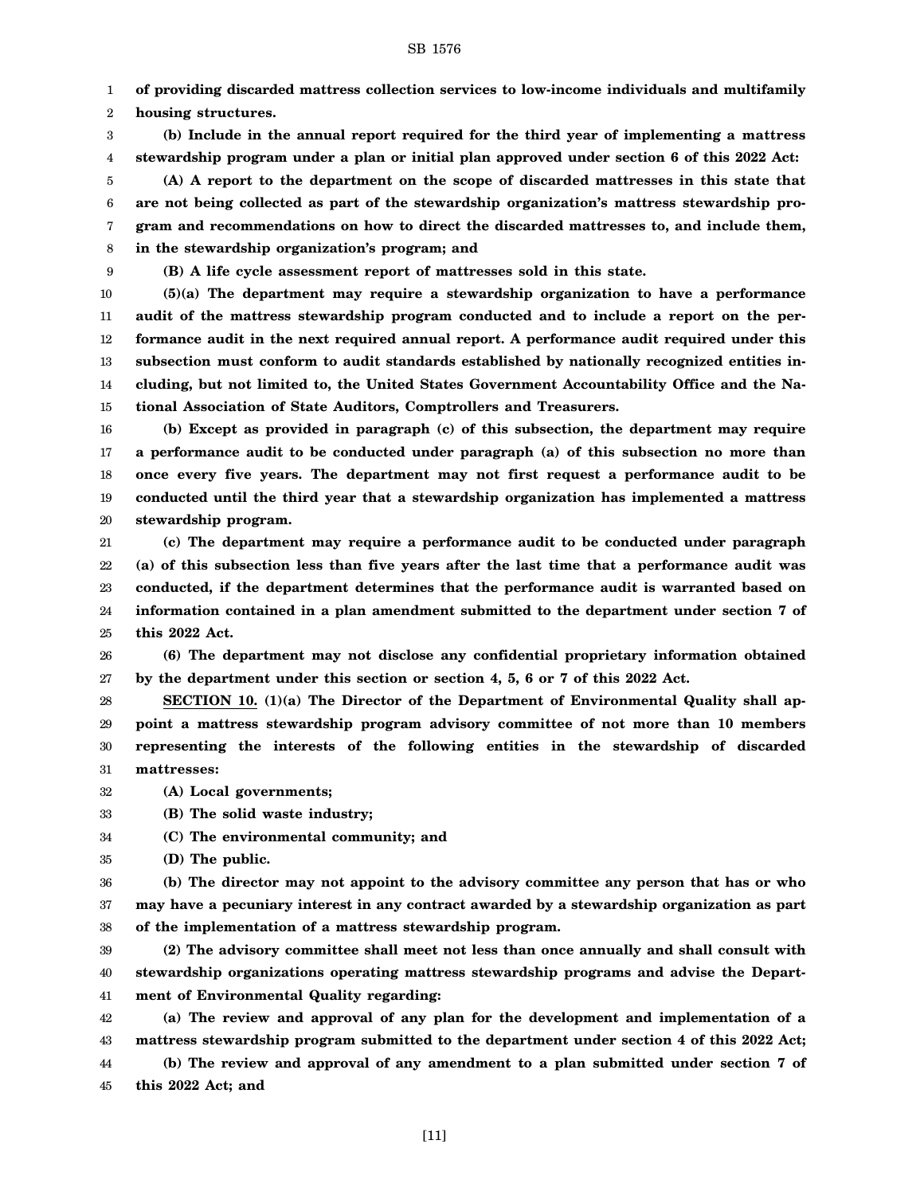**of providing discarded mattress collection services to low-income individuals and multifamily housing structures.**

**(b) Include in the annual report required for the third year of implementing a mattress stewardship program under a plan or initial plan approved under section 6 of this 2022 Act:**

**(A) A report to the department on the scope of discarded mattresses in this state that are not being collected as part of the stewardship organization's mattress stewardship program and recommendations on how to direct the discarded mattresses to, and include them, in the stewardship organization's program; and**

**(B) A life cycle assessment report of mattresses sold in this state.**

**(5)(a) The department may require a stewardship organization to have a performance audit of the mattress stewardship program conducted and to include a report on the performance audit in the next required annual report. A performance audit required under this subsection must conform to audit standards established by nationally recognized entities including, but not limited to, the United States Government Accountability Office and the National Association of State Auditors, Comptrollers and Treasurers.**

**(b) Except as provided in paragraph (c) of this subsection, the department may require a performance audit to be conducted under paragraph (a) of this subsection no more than once every five years. The department may not first request a performance audit to be conducted until the third year that a stewardship organization has implemented a mattress stewardship program.**

**(c) The department may require a performance audit to be conducted under paragraph (a) of this subsection less than five years after the last time that a performance audit was conducted, if the department determines that the performance audit is warranted based on information contained in a plan amendment submitted to the department under section 7 of this 2022 Act.**

**(6) The department may not disclose any confidential proprietary information obtained by the department under this section or section 4, 5, 6 or 7 of this 2022 Act.**

**SECTION 10. (1)(a) The Director of the Department of Environmental Quality shall appoint a mattress stewardship program advisory committee of not more than 10 members representing the interests of the following entities in the stewardship of discarded mattresses:**

**(A) Local governments;**

**(B) The solid waste industry;**

**(C) The environmental community; and**

**(D) The public.**

**(b) The director may not appoint to the advisory committee any person that has or who may have a pecuniary interest in any contract awarded by a stewardship organization as part of the implementation of a mattress stewardship program.**

**(2) The advisory committee shall meet not less than once annually and shall consult with stewardship organizations operating mattress stewardship programs and advise the Department of Environmental Quality regarding:**

**(a) The review and approval of any plan for the development and implementation of a mattress stewardship program submitted to the department under section 4 of this 2022 Act;**

**(b) The review and approval of any amendment to a plan submitted under section 7 of this 2022 Act; and**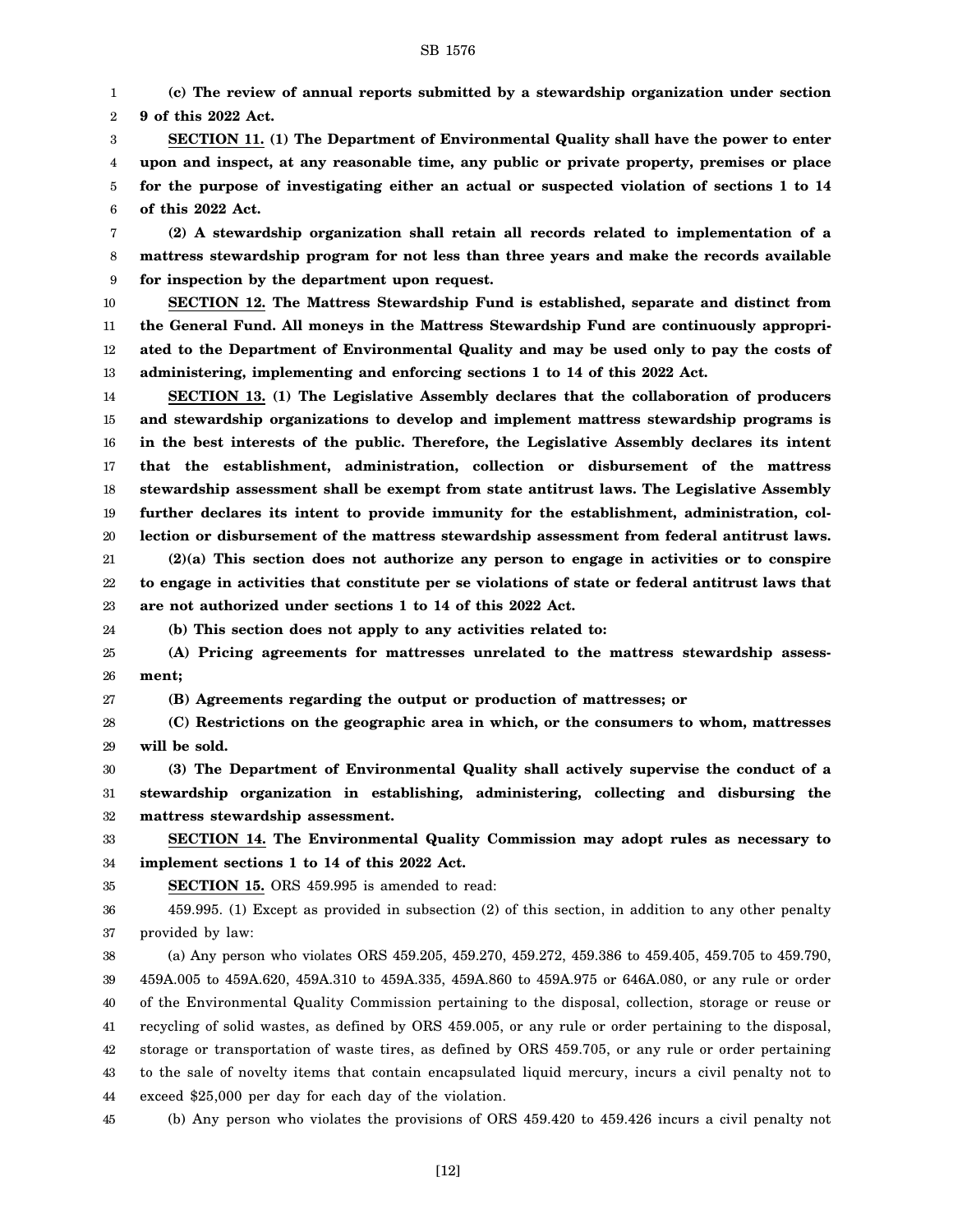**(c) The review of annual reports submitted by a stewardship organization under section 9 of this 2022 Act.**

**SECTION 11. (1) The Department of Environmental Quality shall have the power to enter upon and inspect, at any reasonable time, any public or private property, premises or place for the purpose of investigating either an actual or suspected violation of sections 1 to 14 of this 2022 Act.**

**(2) A stewardship organization shall retain all records related to implementation of a mattress stewardship program for not less than three years and make the records available for inspection by the department upon request.**

**SECTION 12. The Mattress Stewardship Fund is established, separate and distinct from the General Fund. All moneys in the Mattress Stewardship Fund are continuously appropriated to the Department of Environmental Quality and may be used only to pay the costs of administering, implementing and enforcing sections 1 to 14 of this 2022 Act.**

**SECTION 13. (1) The Legislative Assembly declares that the collaboration of producers and stewardship organizations to develop and implement mattress stewardship programs is in the best interests of the public. Therefore, the Legislative Assembly declares its intent that the establishment, administration, collection or disbursement of the mattress stewardship assessment shall be exempt from state antitrust laws. The Legislative Assembly further declares its intent to provide immunity for the establishment, administration, collection or disbursement of the mattress stewardship assessment from federal antitrust laws.**

**(2)(a) This section does not authorize any person to engage in activities or to conspire to engage in activities that constitute per se violations of state or federal antitrust laws that are not authorized under sections 1 to 14 of this 2022 Act.**

**(b) This section does not apply to any activities related to:**

**(A) Pricing agreements for mattresses unrelated to the mattress stewardship assessment;**

**(B) Agreements regarding the output or production of mattresses; or**

**(C) Restrictions on the geographic area in which, or the consumers to whom, mattresses will be sold.**

**(3) The Department of Environmental Quality shall actively supervise the conduct of a stewardship organization in establishing, administering, collecting and disbursing the mattress stewardship assessment.**

**SECTION 14. The Environmental Quality Commission may adopt rules as necessary to implement sections 1 to 14 of this 2022 Act.**

**SECTION 15.** ORS 459.995 is amended to read:

459.995. (1) Except as provided in subsection (2) of this section, in addition to any other penalty provided by law:

(a) Any person who violates ORS 459.205, 459.270, 459.272, 459.386 to 459.405, 459.705 to 459.790, 459A.005 to 459A.620, 459A.310 to 459A.335, 459A.860 to 459A.975 or 646A.080, or any rule or order of the Environmental Quality Commission pertaining to the disposal, collection, storage or reuse or recycling of solid wastes, as defined by ORS 459.005, or any rule or order pertaining to the disposal, storage or transportation of waste tires, as defined by ORS 459.705, or any rule or order pertaining to the sale of novelty items that contain encapsulated liquid mercury, incurs a civil penalty not to exceed $25,000 per day for each day of the violation.

(b) Any person who violates the provisions of ORS 459.420 to 459.426 incurs a civil penalty not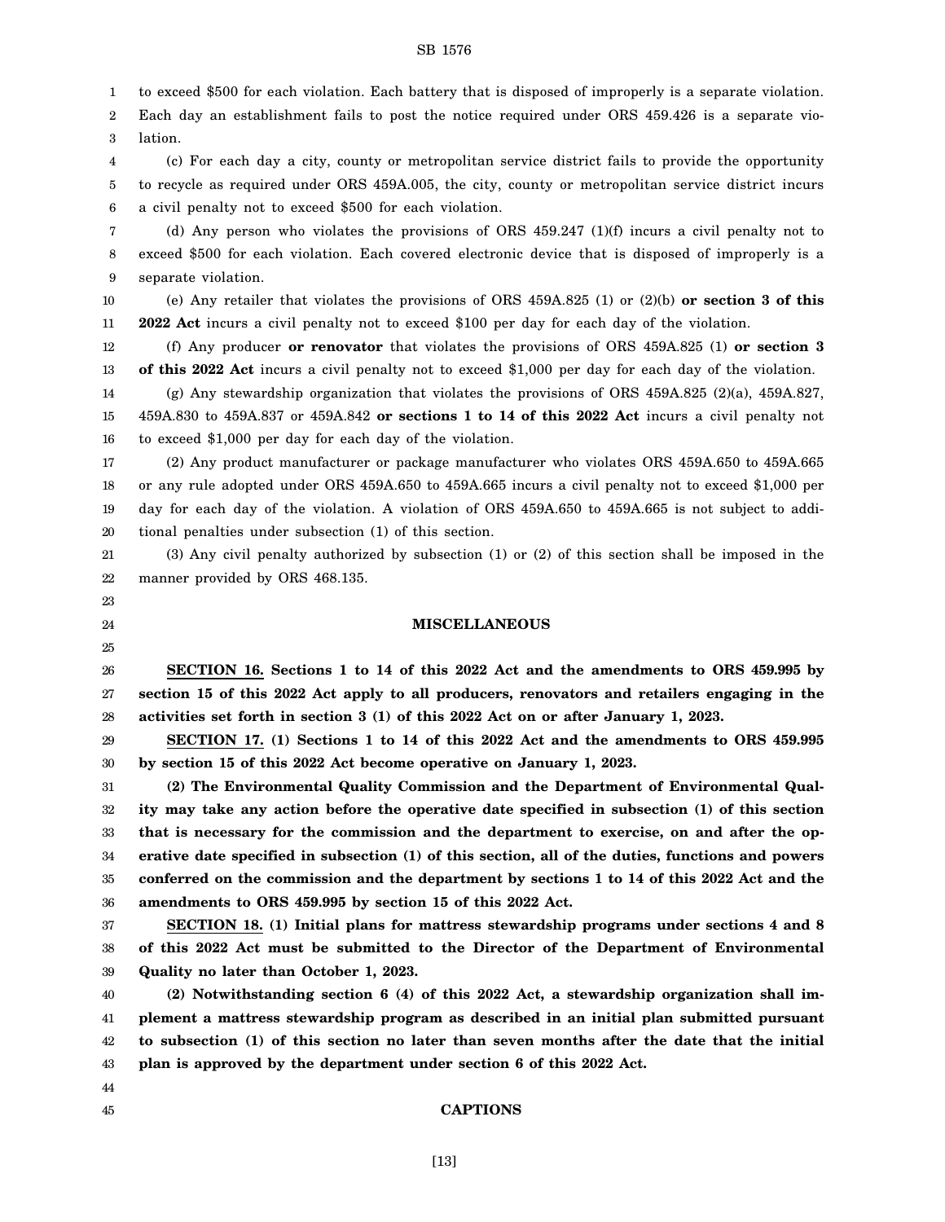to exceed $500 for each violation. Each battery that is disposed of improperly is a separate violation. Each day an establishment fails to post the notice required under ORS 459.426 is a separate violation.

(c) For each day a city, county or metropolitan service district fails to provide the opportunity to recycle as required under ORS 459A.005, the city, county or metropolitan service district incurs a civil penalty not to exceed $500 for each violation.

(d) Any person who violates the provisions of ORS 459.247 (1)(f) incurs a civil penalty not to exceed $500 for each violation. Each covered electronic device that is disposed of improperly is a separate violation.

(e) Any retailer that violates the provisions of ORS 459A.825 (1) or (2)(b) **or section 3 of this 2022 Act** incurs a civil penalty not to exceed $100 per day for each day of the violation.

(f) Any producer **or renovator** that violates the provisions of ORS 459A.825 (1) **or section 3 of this 2022 Act** incurs a civil penalty not to exceed $1,000 per day for each day of the violation.

(g) Any stewardship organization that violates the provisions of ORS 459A.825 (2)(a), 459A.827, 459A.830 to 459A.837 or 459A.842 **or sections 1 to 14 of this 2022 Act** incurs a civil penalty not to exceed $1,000 per day for each day of the violation.

(2) Any product manufacturer or package manufacturer who violates ORS 459A.650 to 459A.665 or any rule adopted under ORS 459A.650 to 459A.665 incurs a civil penalty not to exceed $1,000 per day for each day of the violation. A violation of ORS 459A.650 to 459A.665 is not subject to additional penalties under subsection (1) of this section.

(3) Any civil penalty authorized by subsection (1) or (2) of this section shall be imposed in the manner provided by ORS 468.135.

## MISCELLANEOUS

**SECTION 16. Sections 1 to 14 of this 2022 Act and the amendments to ORS 459.995 by section 15 of this 2022 Act apply to all producers, renovators and retailers engaging in the activities set forth in section 3 (1) of this 2022 Act on or after January 1, 2023.**

**SECTION 17. (1) Sections 1 to 14 of this 2022 Act and the amendments to ORS 459.995 by section 15 of this 2022 Act become operative on January 1, 2023.**

**(2) The Environmental Quality Commission and the Department of Environmental Quality may take any action before the operative date specified in subsection (1) of this section that is necessary for the commission and the department to exercise, on and after the operative date specified in subsection (1) of this section, all of the duties, functions and powers conferred on the commission and the department by sections 1 to 14 of this 2022 Act and the amendments to ORS 459.995 by section 15 of this 2022 Act.**

**SECTION 18. (1) Initial plans for mattress stewardship programs under sections 4 and 8 of this 2022 Act must be submitted to the Director of the Department of Environmental Quality no later than October 1, 2023.**

**(2) Notwithstanding section 6 (4) of this 2022 Act, a stewardship organization shall implement a mattress stewardship program as described in an initial plan submitted pursuant to subsection (1) of this section no later than seven months after the date that the initial plan is approved by the department under section 6 of this 2022 Act.**

## CAPTIONS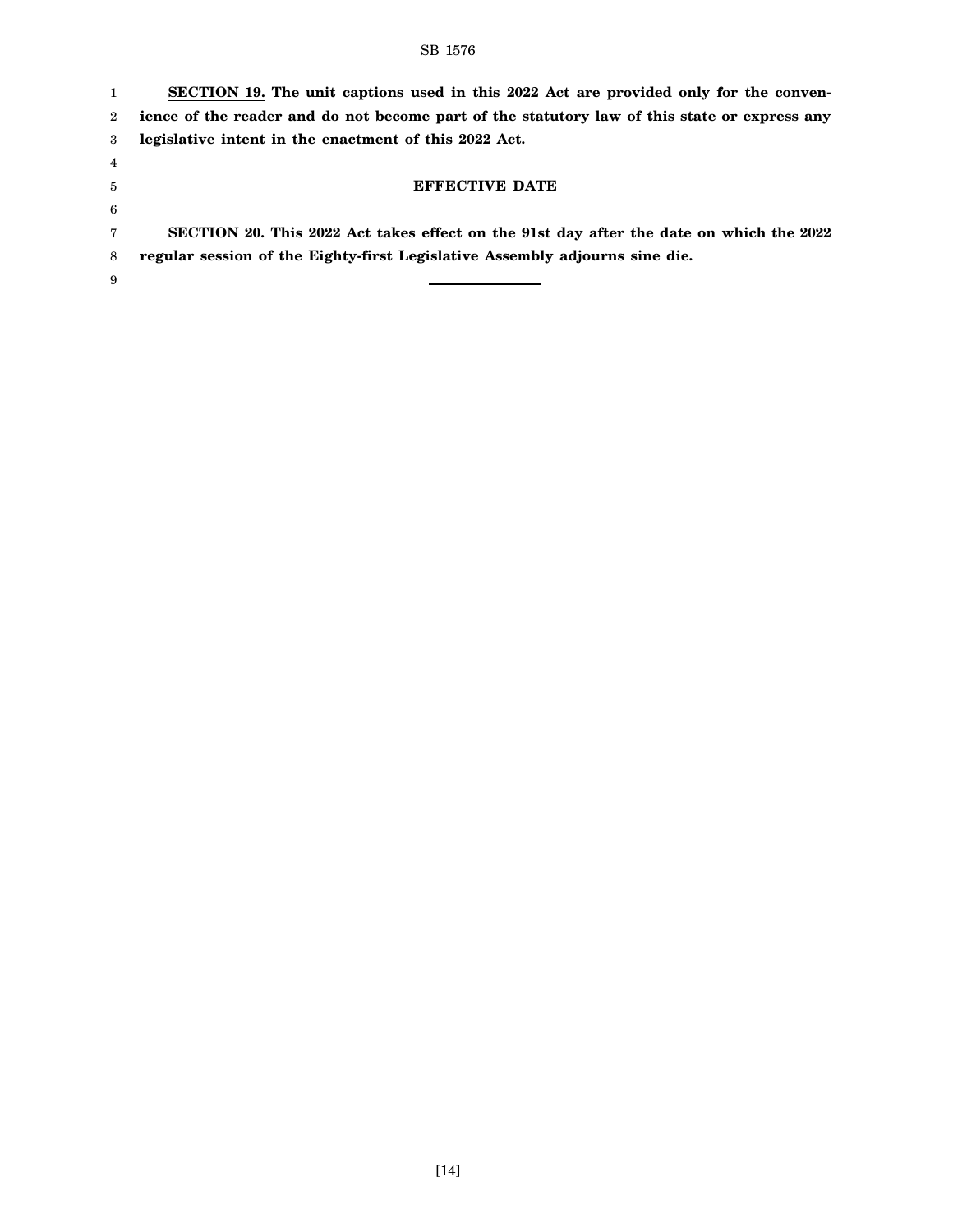**SECTION 19. The unit captions used in this 2022 Act are provided only for the convenience of the reader and do not become part of the statutory law of this state or express any legislative intent in the enactment of this 2022 Act.**

## EFFECTIVE DATE

**SECTION 20. This 2022 Act takes effect on the 91st day after the date on which the 2022 regular session of the Eighty-first Legislative Assembly adjourns sine die.**